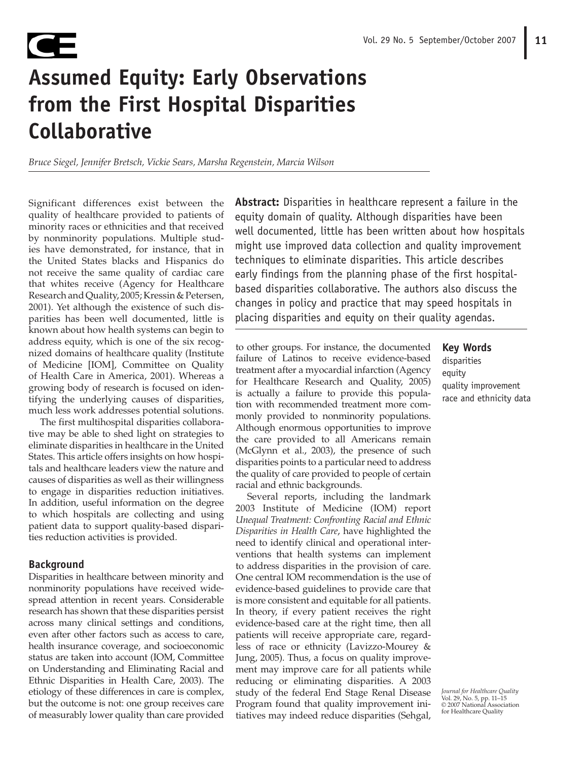# Assumed Equity: Early Observations from the First Hospital Disparities Collaborative

*Bruce Siegel, Jennifer Bretsch, Vickie Sears, Marsha Regenstein, Marcia Wilson*

**Abstract:** Disparities in healthcare represent a failure in the equity domain of quality. Although disparities have been well documented, little has been written about how hospitals might use improved data collection and quality improvement techniques to eliminate disparities. This article describes early findings from the planning phase of the first hospital-based disparities collaborative. The authors also discuss the changes in policy and practice that may speed hospitals in placing disparities and equity on their quality agendas.

**Key Words**

disparities
equity
quality improvement
race and ethnicity data

Significant differences exist between the quality of healthcare provided to patients of minority races or ethnicities and that received by nonminority populations. Multiple studies have demonstrated, for instance, that in the United States blacks and Hispanics do not receive the same quality of cardiac care that whites receive (Agency for Healthcare Research and Quality, 2005; Kressin & Petersen, 2001). Yet although the existence of such disparities has been well documented, little is known about how health systems can begin to address equity, which is one of the six recognized domains of healthcare quality (Institute of Medicine [IOM], Committee on Quality of Health Care in America, 2001). Whereas a growing body of research is focused on identifying the underlying causes of disparities, much less work addresses potential solutions.

The first multihospital disparities collaborative may be able to shed light on strategies to eliminate disparities in healthcare in the United States. This article offers insights on how hospitals and healthcare leaders view the nature and causes of disparities as well as their willingness to engage in disparities reduction initiatives. In addition, useful information on the degree to which hospitals are collecting and using patient data to support quality-based disparities reduction activities is provided.

## Background

Disparities in healthcare between minority and nonminority populations have received widespread attention in recent years. Considerable research has shown that these disparities persist across many clinical settings and conditions, even after other factors such as access to care, health insurance coverage, and socioeconomic status are taken into account (IOM, Committee on Understanding and Eliminating Racial and Ethnic Disparities in Health Care, 2003). The etiology of these differences in care is complex, but the outcome is not: one group receives care of measurably lower quality than care provided to other groups. For instance, the documented failure of Latinos to receive evidence-based treatment after a myocardial infarction (Agency for Healthcare Research and Quality, 2005) is actually a failure to provide this population with recommended treatment more commonly provided to nonminority populations. Although enormous opportunities to improve the care provided to all Americans remain (McGlynn et al., 2003), the presence of such disparities points to a particular need to address the quality of care provided to people of certain racial and ethnic backgrounds.

Several reports, including the landmark 2003 Institute of Medicine (IOM) report *Unequal Treatment: Confronting Racial and Ethnic Disparities in Health Care*, have highlighted the need to identify clinical and operational interventions that health systems can implement to address disparities in the provision of care. One central IOM recommendation is the use of evidence-based guidelines to provide care that is more consistent and equitable for all patients. In theory, if every patient receives the right evidence-based care at the right time, then all patients will receive appropriate care, regardless of race or ethnicity (Lavizzo-Mourey & Jung, 2005). Thus, a focus on quality improvement may improve care for all patients while reducing or eliminating disparities. A 2003 study of the federal End Stage Renal Disease Program found that quality improvement initiatives may indeed reduce disparities (Sehgal,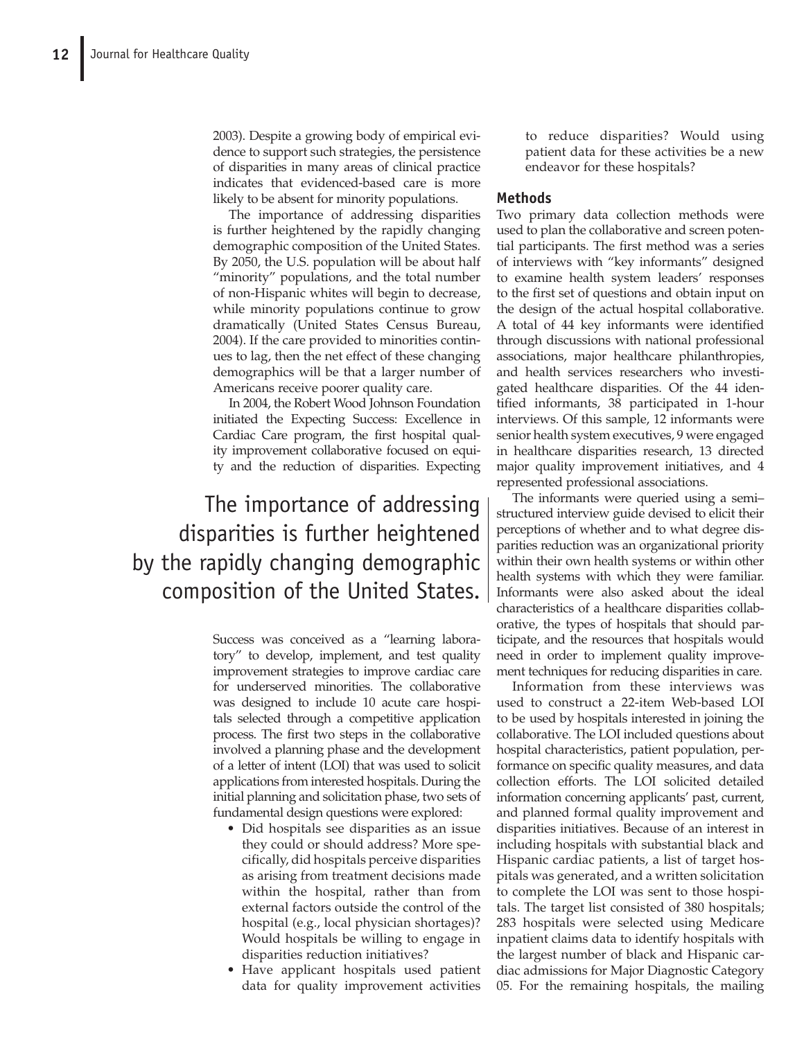2003). Despite a growing body of empirical evidence to support such strategies, the persistence of disparities in many areas of clinical practice indicates that evidenced-based care is more likely to be absent for minority populations.

The importance of addressing disparities is further heightened by the rapidly changing demographic composition of the United States. By 2050, the U.S. population will be about half "minority" populations, and the total number of non-Hispanic whites will begin to decrease, while minority populations continue to grow dramatically (United States Census Bureau, 2004). If the care provided to minorities continues to lag, then the net effect of these changing demographics will be that a larger number of Americans receive poorer quality care.

In 2004, the Robert Wood Johnson Foundation initiated the Expecting Success: Excellence in Cardiac Care program, the first hospital quality improvement collaborative focused on equity and the reduction of disparities. Expecting Success was conceived as a "learning laboratory" to develop, implement, and test quality improvement strategies to improve cardiac care for underserved minorities. The collaborative was designed to include 10 acute care hospitals selected through a competitive application process. The first two steps in the collaborative involved a planning phase and the development of a letter of intent (LOI) that was used to solicit applications from interested hospitals. During the initial planning and solicitation phase, two sets of fundamental design questions were explored:

> The importance of addressing disparities is further heightened by the rapidly changing demographic composition of the United States.

- Did hospitals see disparities as an issue they could or should address? More specifically, did hospitals perceive disparities as arising from treatment decisions made within the hospital, rather than from external factors outside the control of the hospital (e.g., local physician shortages)? Would hospitals be willing to engage in disparities reduction initiatives?
- Have applicant hospitals used patient data for quality improvement activities to reduce disparities? Would using patient data for these activities be a new endeavor for these hospitals?

### Methods

Two primary data collection methods were used to plan the collaborative and screen potential participants. The first method was a series of interviews with "key informants" designed to examine health system leaders' responses to the first set of questions and obtain input on the design of the actual hospital collaborative. A total of 44 key informants were identified through discussions with national professional associations, major healthcare philanthropies, and health services researchers who investigated healthcare disparities. Of the 44 identified informants, 38 participated in 1-hour interviews. Of this sample, 12 informants were senior health system executives, 9 were engaged in healthcare disparities research, 13 directed major quality improvement initiatives, and 4 represented professional associations.

The informants were queried using a semi–structured interview guide devised to elicit their perceptions of whether and to what degree disparities reduction was an organizational priority within their own health systems or within other health systems with which they were familiar. Informants were also asked about the ideal characteristics of a healthcare disparities collaborative, the types of hospitals that should participate, and the resources that hospitals would need in order to implement quality improvement techniques for reducing disparities in care.

Information from these interviews was used to construct a 22-item Web-based LOI to be used by hospitals interested in joining the collaborative. The LOI included questions about hospital characteristics, patient population, performance on specific quality measures, and data collection efforts. The LOI solicited detailed information concerning applicants' past, current, and planned formal quality improvement and disparities initiatives. Because of an interest in including hospitals with substantial black and Hispanic cardiac patients, a list of target hospitals was generated, and a written solicitation to complete the LOI was sent to those hospitals. The target list consisted of 380 hospitals; 283 hospitals were selected using Medicare inpatient claims data to identify hospitals with the largest number of black and Hispanic cardiac admissions for Major Diagnostic Category 05. For the remaining hospitals, the mailing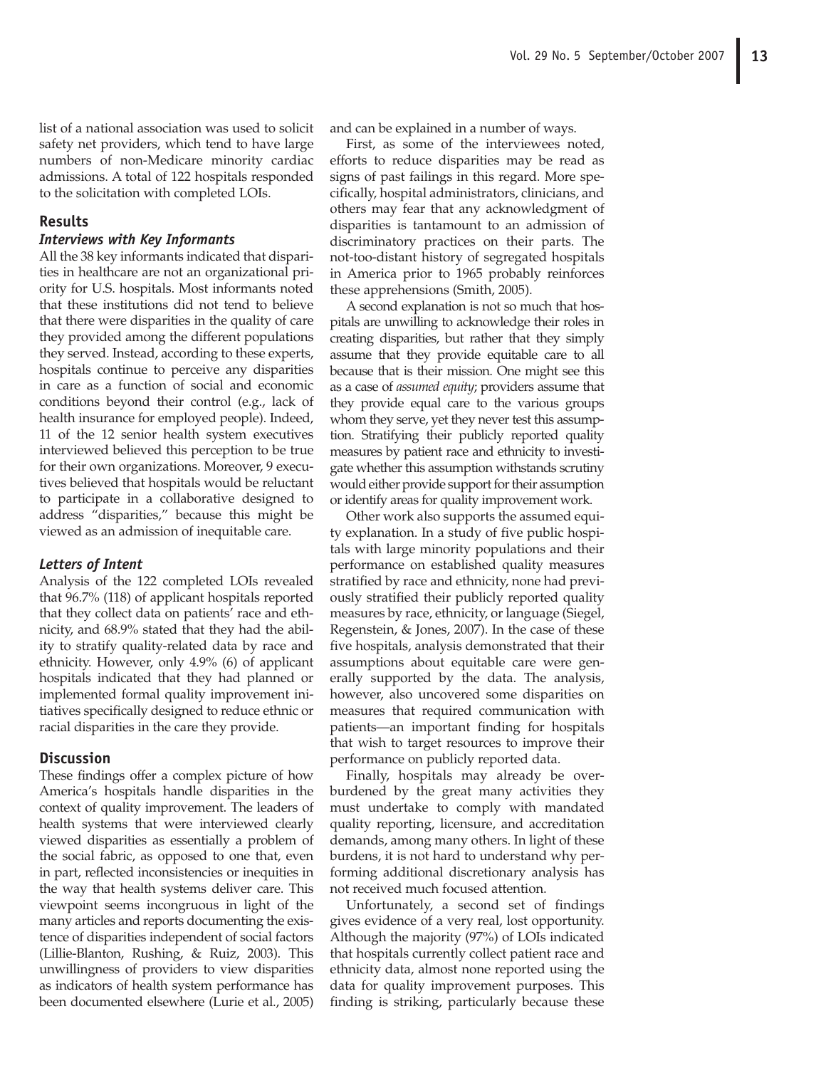list of a national association was used to solicit safety net providers, which tend to have large numbers of non-Medicare minority cardiac admissions. A total of 122 hospitals responded to the solicitation with completed LOIs.

## Results

### *Interviews with Key Informants*

All the 38 key informants indicated that disparities in healthcare are not an organizational priority for U.S. hospitals. Most informants noted that these institutions did not tend to believe that there were disparities in the quality of care they provided among the different populations they served. Instead, according to these experts, hospitals continue to perceive any disparities in care as a function of social and economic conditions beyond their control (e.g., lack of health insurance for employed people). Indeed, 11 of the 12 senior health system executives interviewed believed this perception to be true for their own organizations. Moreover, 9 executives believed that hospitals would be reluctant to participate in a collaborative designed to address "disparities," because this might be viewed as an admission of inequitable care.

### *Letters of Intent*

Analysis of the 122 completed LOIs revealed that 96.7% (118) of applicant hospitals reported that they collect data on patients' race and ethnicity, and 68.9% stated that they had the ability to stratify quality-related data by race and ethnicity. However, only 4.9% (6) of applicant hospitals indicated that they had planned or implemented formal quality improvement initiatives specifically designed to reduce ethnic or racial disparities in the care they provide.

## Discussion

These findings offer a complex picture of how America's hospitals handle disparities in the context of quality improvement. The leaders of health systems that were interviewed clearly viewed disparities as essentially a problem of the social fabric, as opposed to one that, even in part, reflected inconsistencies or inequities in the way that health systems deliver care. This viewpoint seems incongruous in light of the many articles and reports documenting the existence of disparities independent of social factors (Lillie-Blanton, Rushing, & Ruiz, 2003). This unwillingness of providers to view disparities as indicators of health system performance has been documented elsewhere (Lurie et al., 2005) and can be explained in a number of ways.

First, as some of the interviewees noted, efforts to reduce disparities may be read as signs of past failings in this regard. More specifically, hospital administrators, clinicians, and others may fear that any acknowledgment of disparities is tantamount to an admission of discriminatory practices on their parts. The not-too-distant history of segregated hospitals in America prior to 1965 probably reinforces these apprehensions (Smith, 2005).

A second explanation is not so much that hospitals are unwilling to acknowledge their roles in creating disparities, but rather that they simply assume that they provide equitable care to all because that is their mission. One might see this as a case of *assumed equity*; providers assume that they provide equal care to the various groups whom they serve, yet they never test this assumption. Stratifying their publicly reported quality measures by patient race and ethnicity to investigate whether this assumption withstands scrutiny would either provide support for their assumption or identify areas for quality improvement work.

Other work also supports the assumed equity explanation. In a study of five public hospitals with large minority populations and their performance on established quality measures stratified by race and ethnicity, none had previously stratified their publicly reported quality measures by race, ethnicity, or language (Siegel, Regenstein, & Jones, 2007). In the case of these five hospitals, analysis demonstrated that their assumptions about equitable care were generally supported by the data. The analysis, however, also uncovered some disparities on measures that required communication with patients—an important finding for hospitals that wish to target resources to improve their performance on publicly reported data.

Finally, hospitals may already be overburdened by the great many activities they must undertake to comply with mandated quality reporting, licensure, and accreditation demands, among many others. In light of these burdens, it is not hard to understand why performing additional discretionary analysis has not received much focused attention.

Unfortunately, a second set of findings gives evidence of a very real, lost opportunity. Although the majority (97%) of LOIs indicated that hospitals currently collect patient race and ethnicity data, almost none reported using the data for quality improvement purposes. This finding is striking, particularly because these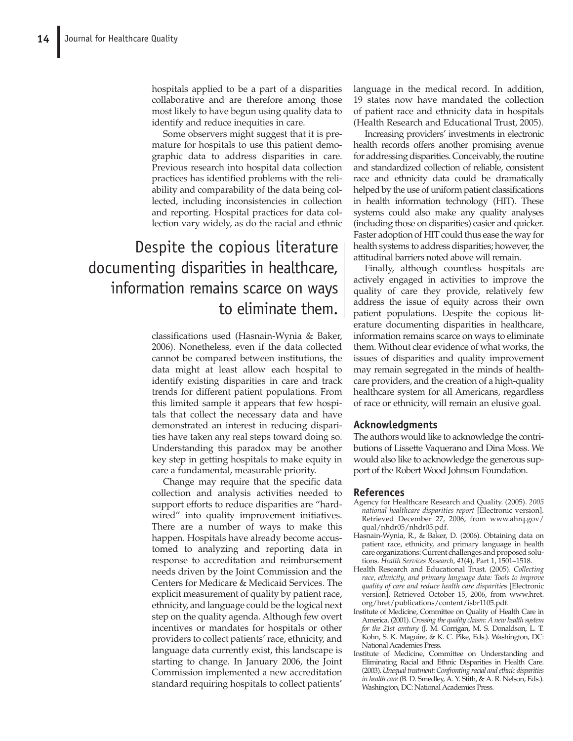hospitals applied to be a part of a disparities collaborative and are therefore among those most likely to have begun using quality data to identify and reduce inequities in care.

Some observers might suggest that it is premature for hospitals to use this patient demographic data to address disparities in care. Previous research into hospital data collection practices has identified problems with the reliability and comparability of the data being collected, including inconsistencies in collection and reporting. Hospital practices for data collection vary widely, as do the racial and ethnic classifications used (Hasnain-Wynia & Baker, 2006). Nonetheless, even if the data collected cannot be compared between institutions, the data might at least allow each hospital to identify existing disparities in care and track trends for different patient populations. From this limited sample it appears that few hospitals that collect the necessary data and have demonstrated an interest in reducing disparities have taken any real steps toward doing so. Understanding this paradox may be another key step in getting hospitals to make equity in care a fundamental, measurable priority.

> Despite the copious literature documenting disparities in healthcare, information remains scarce on ways to eliminate them.

Change may require that the specific data collection and analysis activities needed to support efforts to reduce disparities are "hardwired" into quality improvement initiatives. There are a number of ways to make this happen. Hospitals have already become accustomed to analyzing and reporting data in response to accreditation and reimbursement needs driven by the Joint Commission and the Centers for Medicare & Medicaid Services. The explicit measurement of quality by patient race, ethnicity, and language could be the logical next step on the quality agenda. Although few overt incentives or mandates for hospitals or other providers to collect patients' race, ethnicity, and language data currently exist, this landscape is starting to change. In January 2006, the Joint Commission implemented a new accreditation standard requiring hospitals to collect patients' language in the medical record. In addition, 19 states now have mandated the collection of patient race and ethnicity data in hospitals (Health Research and Educational Trust, 2005).

Increasing providers' investments in electronic health records offers another promising avenue for addressing disparities. Conceivably, the routine and standardized collection of reliable, consistent race and ethnicity data could be dramatically helped by the use of uniform patient classifications in health information technology (HIT). These systems could also make any quality analyses (including those on disparities) easier and quicker. Faster adoption of HIT could thus ease the way for health systems to address disparities; however, the attitudinal barriers noted above will remain.

Finally, although countless hospitals are actively engaged in activities to improve the quality of care they provide, relatively few address the issue of equity across their own patient populations. Despite the copious literature documenting disparities in healthcare, information remains scarce on ways to eliminate them. Without clear evidence of what works, the issues of disparities and quality improvement may remain segregated in the minds of healthcare providers, and the creation of a high-quality healthcare system for all Americans, regardless of race or ethnicity, will remain an elusive goal.

## Acknowledgments

The authors would like to acknowledge the contributions of Lissette Vaquerano and Dina Moss. We would also like to acknowledge the generous support of the Robert Wood Johnson Foundation.

## References

Agency for Healthcare Research and Quality. (2005). *2005 national healthcare disparities report* [Electronic version]. Retrieved December 27, 2006, from www.ahrq.gov/qual/nhdr05/nhdr05.pdf.

Hasnain-Wynia, R., & Baker, D. (2006). Obtaining data on patient race, ethnicity, and primary language in health care organizations: Current challenges and proposed solutions. *Health Services Research, 41*(4), Part 1, 1501–1518.

Health Research and Educational Trust. (2005). *Collecting race, ethnicity, and primary language data: Tools to improve quality of care and reduce health care disparities* [Electronic version]. Retrieved October 15, 2006, from www.hret.org/hret/publications/content/isbr1105.pdf.

Institute of Medicine, Committee on Quality of Health Care in America. (2001). *Crossing the quality chasm: A new health system for the 21st century* (J. M. Corrigan, M. S. Donaldson, L. T. Kohn, S. K. Maguire, & K. C. Pike, Eds.). Washington, DC: National Academies Press.

Institute of Medicine, Committee on Understanding and Eliminating Racial and Ethnic Disparities in Health Care. (2003). *Unequal treatment: Confronting racial and ethnic disparities in health care* (B. D. Smedley, A. Y. Stith, & A. R. Nelson, Eds.). Washington, DC: National Academies Press.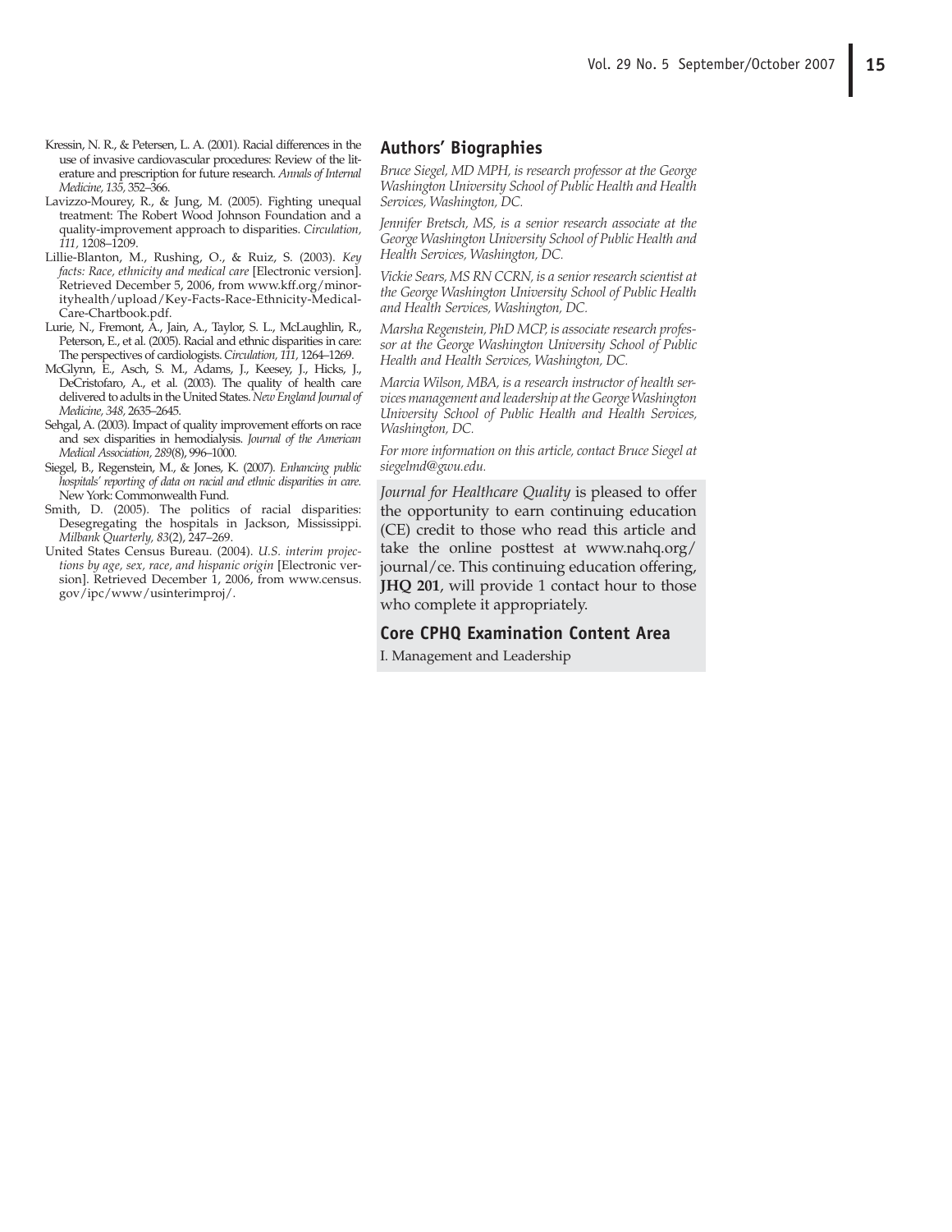Kressin, N. R., & Petersen, L. A. (2001). Racial differences in the use of invasive cardiovascular procedures: Review of the literature and prescription for future research. *Annals of Internal Medicine, 135,* 352–366.

Lavizzo-Mourey, R., & Jung, M. (2005). Fighting unequal treatment: The Robert Wood Johnson Foundation and a quality-improvement approach to disparities. *Circulation, 111,* 1208–1209.

Lillie-Blanton, M., Rushing, O., & Ruiz, S. (2003). *Key facts: Race, ethnicity and medical care* [Electronic version]. Retrieved December 5, 2006, from www.kff.org/minorityhealth/upload/Key-Facts-Race-Ethnicity-Medical-Care-Chartbook.pdf.

Lurie, N., Fremont, A., Jain, A., Taylor, S. L., McLaughlin, R., Peterson, E., et al. (2005). Racial and ethnic disparities in care: The perspectives of cardiologists. *Circulation, 111,* 1264–1269.

McGlynn, E., Asch, S. M., Adams, J., Keesey, J., Hicks, J., DeCristofaro, A., et al. (2003). The quality of health care delivered to adults in the United States. *New England Journal of Medicine, 348,* 2635–2645.

Sehgal, A. (2003). Impact of quality improvement efforts on race and sex disparities in hemodialysis. *Journal of the American Medical Association, 289*(8), 996–1000.

Siegel, B., Regenstein, M., & Jones, K. (2007). *Enhancing public hospitals' reporting of data on racial and ethnic disparities in care.* New York: Commonwealth Fund.

Smith, D. (2005). The politics of racial disparities: Desegregating the hospitals in Jackson, Mississippi. *Milbank Quarterly, 83*(2), 247–269.

United States Census Bureau. (2004). *U.S. interim projections by age, sex, race, and hispanic origin* [Electronic version]. Retrieved December 1, 2006, from www.census.gov/ipc/www/usinterimproj/.

## Authors' Biographies

*Bruce Siegel, MD MPH, is research professor at the George Washington University School of Public Health and Health Services, Washington, DC.*

*Jennifer Bretsch, MS, is a senior research associate at the George Washington University School of Public Health and Health Services, Washington, DC.*

*Vickie Sears, MS RN CCRN, is a senior research scientist at the George Washington University School of Public Health and Health Services, Washington, DC.*

*Marsha Regenstein, PhD MCP, is associate research professor at the George Washington University School of Public Health and Health Services, Washington, DC.*

*Marcia Wilson, MBA, is a research instructor of health services management and leadership at the George Washington University School of Public Health and Health Services, Washington, DC.*

*For more information on this article, contact Bruce Siegel at siegelmd@gwu.edu.*

*Journal for Healthcare Quality* is pleased to offer the opportunity to earn continuing education (CE) credit to those who read this article and take the online posttest at www.nahq.org/journal/ce. This continuing education offering, **JHQ 201**, will provide 1 contact hour to those who complete it appropriately.

## Core CPHQ Examination Content Area

I. Management and Leadership